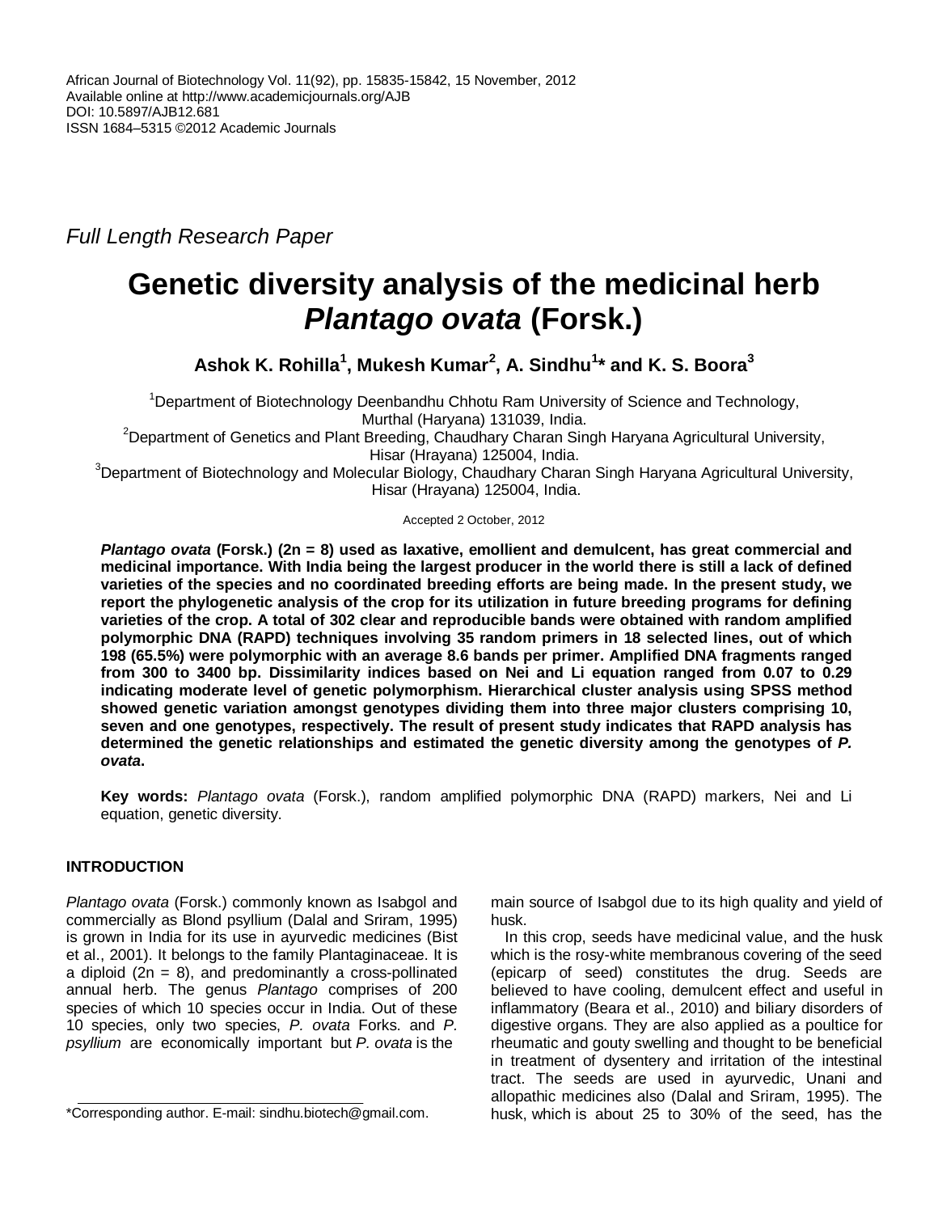African Journal of Biotechnology Vol. 11(92), pp. 15835-15842, 15 November, 2012
Available online at http://www.academicjournals.org/AJB
DOI: 10.5897/AJB12.681
ISSN 1684–5315 ©2012 Academic Journals

*Full Length Research Paper*

# Genetic diversity analysis of the medicinal herb *Plantago ovata* (Forsk.)

**Ashok K. Rohilla[1], Mukesh Kumar[2], A. Sindhu[1]* and K. S. Boora[3]**

[1]Department of Biotechnology Deenbandhu Chhotu Ram University of Science and Technology, Murthal (Haryana) 131039, India.
[2]Department of Genetics and Plant Breeding, Chaudhary Charan Singh Haryana Agricultural University, Hisar (Hrayana) 125004, India.
[3]Department of Biotechnology and Molecular Biology, Chaudhary Charan Singh Haryana Agricultural University, Hisar (Hrayana) 125004, India.

Accepted 2 October, 2012

***Plantago ovata* (Forsk.) (2n = 8) used as laxative, emollient and demulcent, has great commercial and medicinal importance. With India being the largest producer in the world there is still a lack of defined varieties of the species and no coordinated breeding efforts are being made. In the present study, we report the phylogenetic analysis of the crop for its utilization in future breeding programs for defining varieties of the crop. A total of 302 clear and reproducible bands were obtained with random amplified polymorphic DNA (RAPD) techniques involving 35 random primers in 18 selected lines, out of which 198 (65.5%) were polymorphic with an average 8.6 bands per primer. Amplified DNA fragments ranged from 300 to 3400 bp. Dissimilarity indices based on Nei and Li equation ranged from 0.07 to 0.29 indicating moderate level of genetic polymorphism. Hierarchical cluster analysis using SPSS method showed genetic variation amongst genotypes dividing them into three major clusters comprising 10, seven and one genotypes, respectively. The result of present study indicates that RAPD analysis has determined the genetic relationships and estimated the genetic diversity among the genotypes of *P. ovata*.**

**Key words:** *Plantago ovata* (Forsk.), random amplified polymorphic DNA (RAPD) markers, Nei and Li equation, genetic diversity.

## INTRODUCTION

*Plantago ovata* (Forsk.) commonly known as Isabgol and commercially as Blond psyllium (Dalal and Sriram, 1995) is grown in India for its use in ayurvedic medicines (Bist et al., 2001). It belongs to the family Plantaginaceae. It is a diploid (2n = 8), and predominantly a cross-pollinated annual herb. The genus *Plantago* comprises of 200 species of which 10 species occur in India. Out of these 10 species, only two species, *P. ovata* Forks. and *P. psyllium* are economically important but *P. ovata* is the main source of Isabgol due to its high quality and yield of husk.

In this crop, seeds have medicinal value, and the husk which is the rosy-white membranous covering of the seed (epicarp of seed) constitutes the drug. Seeds are believed to have cooling, demulcent effect and useful in inflammatory (Beara et al., 2010) and biliary disorders of digestive organs. They are also applied as a poultice for rheumatic and gouty swelling and thought to be beneficial in treatment of dysentery and irritation of the intestinal tract. The seeds are used in ayurvedic, Unani and allopathic medicines also (Dalal and Sriram, 1995). The husk, which is about 25 to 30% of the seed, has the

*Corresponding author. E-mail: sindhu.biotech@gmail.com.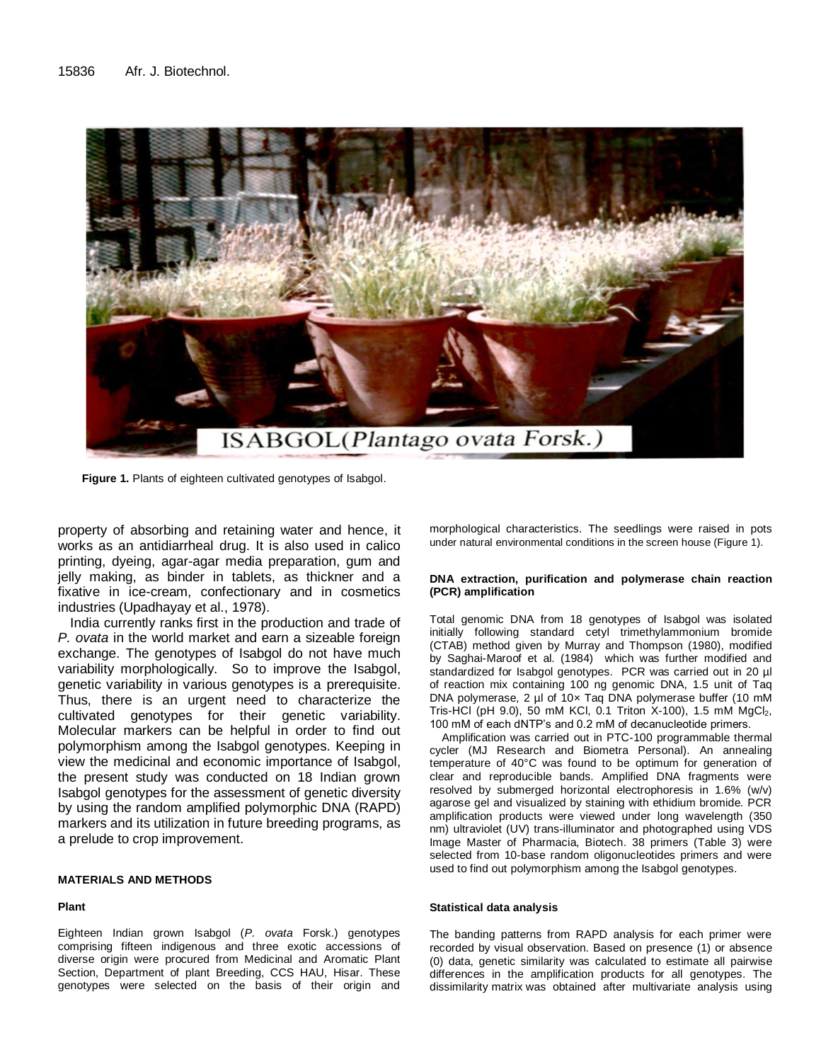Figure 1. Plants of eighteen cultivated genotypes of Isabgol.

property of absorbing and retaining water and hence, it works as an antidiarrheal drug. It is also used in calico printing, dyeing, agar-agar media preparation, gum and jelly making, as binder in tablets, as thickner and a fixative in ice-cream, confectionary and in cosmetics industries (Upadhayay et al., 1978).

India currently ranks first in the production and trade of *P. ovata* in the world market and earn a sizeable foreign exchange. The genotypes of Isabgol do not have much variability morphologically. So to improve the Isabgol, genetic variability in various genotypes is a prerequisite. Thus, there is an urgent need to characterize the cultivated genotypes for their genetic variability. Molecular markers can be helpful in order to find out polymorphism among the Isabgol genotypes. Keeping in view the medicinal and economic importance of Isabgol, the present study was conducted on 18 Indian grown Isabgol genotypes for the assessment of genetic diversity by using the random amplified polymorphic DNA (RAPD) markers and its utilization in future breeding programs, as a prelude to crop improvement.

## MATERIALS AND METHODS

### Plant

Eighteen Indian grown Isabgol (*P. ovata* Forsk.) genotypes comprising fifteen indigenous and three exotic accessions of diverse origin were procured from Medicinal and Aromatic Plant Section, Department of plant Breeding, CCS HAU, Hisar. These genotypes were selected on the basis of their origin and morphological characteristics. The seedlings were raised in pots under natural environmental conditions in the screen house (Figure 1).

### DNA extraction, purification and polymerase chain reaction (PCR) amplification

Total genomic DNA from 18 genotypes of Isabgol was isolated initially following standard cetyl trimethylammonium bromide (CTAB) method given by Murray and Thompson (1980), modified by Saghai-Maroof et al. (1984) which was further modified and standardized for Isabgol genotypes. PCR was carried out in 20 µl of reaction mix containing 100 ng genomic DNA, 1.5 unit of Taq DNA polymerase, 2 µl of 10× Taq DNA polymerase buffer (10 mM Tris-HCl (pH 9.0), 50 mM KCl, 0.1 Triton X-100), 1.5 mM $MgCl_2$, 100 mM of each dNTP's and 0.2 mM of decanucleotide primers.

Amplification was carried out in PTC-100 programmable thermal cycler (MJ Research and Biometra Personal). An annealing temperature of 40°C was found to be optimum for generation of clear and reproducible bands. Amplified DNA fragments were resolved by submerged horizontal electrophoresis in 1.6% (w/v) agarose gel and visualized by staining with ethidium bromide. PCR amplification products were viewed under long wavelength (350 nm) ultraviolet (UV) trans-illuminator and photographed using VDS Image Master of Pharmacia, Biotech. 38 primers (Table 3) were selected from 10-base random oligonucleotides primers and were used to find out polymorphism among the Isabgol genotypes.

### Statistical data analysis

The banding patterns from RAPD analysis for each primer were recorded by visual observation. Based on presence (1) or absence (0) data, genetic similarity was calculated to estimate all pairwise differences in the amplification products for all genotypes. The dissimilarity matrix was obtained after multivariate analysis using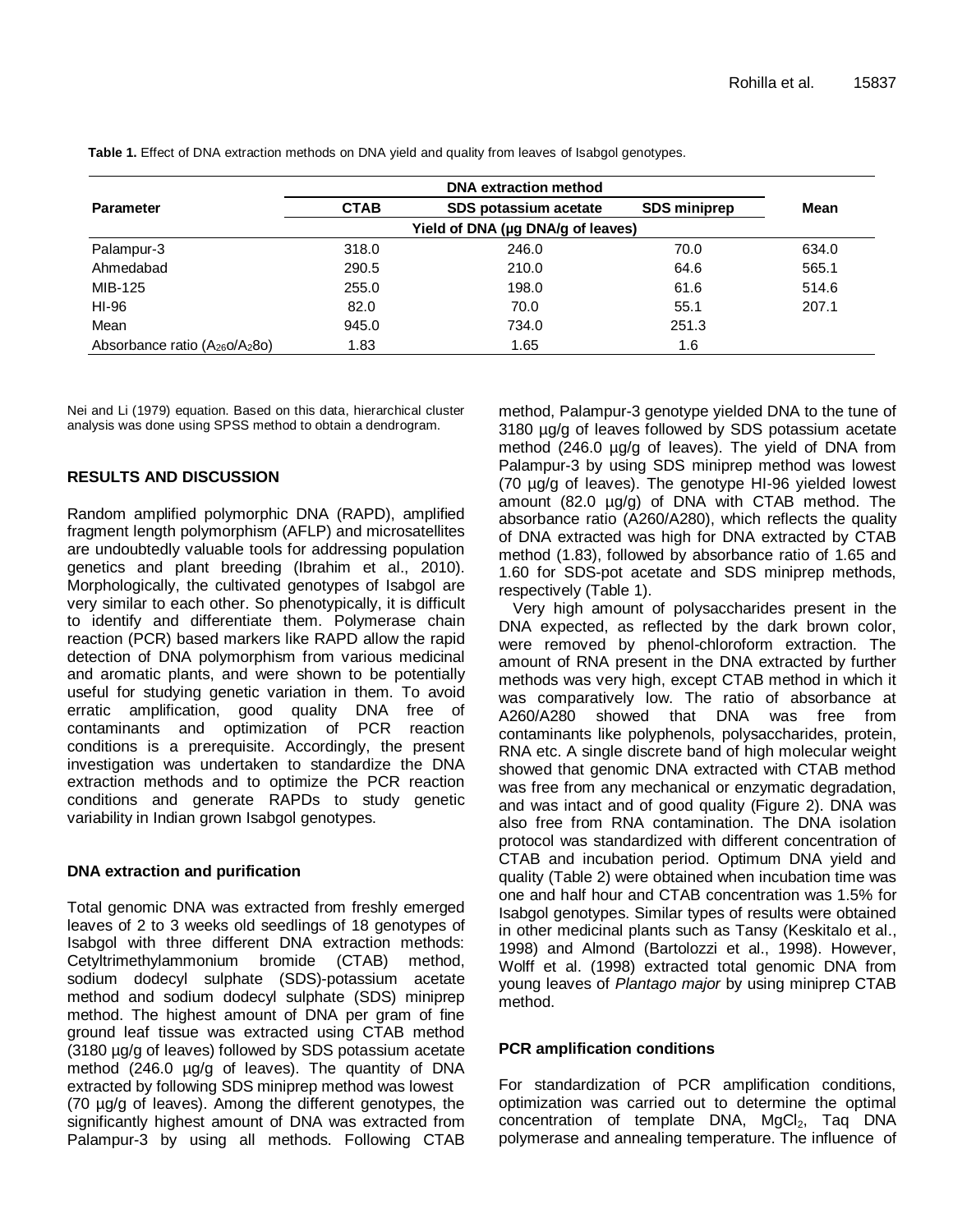**Table 1.** Effect of DNA extraction methods on DNA yield and quality from leaves of Isabgol genotypes.

| Parameter | DNA extraction method | | | Mean |
|---|---|---|---|---|
| | CTAB | SDS potassium acetate | SDS miniprep | |
| | Yield of DNA (µg DNA/g of leaves) | | | |
| Palampur-3 | 318.0 | 246.0 | 70.0 | 634.0 |
| Ahmedabad | 290.5 | 210.0 | 64.6 | 565.1 |
| MIB-125 | 255.0 | 198.0 | 61.6 | 514.6 |
| HI-96 | 82.0 | 70.0 | 55.1 | 207.1 |
| Mean | 945.0 | 734.0 | 251.3 | |
| Absorbance ratio ($A_{26}o/A_{2}8o$) | 1.83 | 1.65 | 1.6 | |

Nei and Li (1979) equation. Based on this data, hierarchical cluster analysis was done using SPSS method to obtain a dendrogram.

## RESULTS AND DISCUSSION

Random amplified polymorphic DNA (RAPD), amplified fragment length polymorphism (AFLP) and microsatellites are undoubtedly valuable tools for addressing population genetics and plant breeding (Ibrahim et al., 2010). Morphologically, the cultivated genotypes of Isabgol are very similar to each other. So phenotypically, it is difficult to identify and differentiate them. Polymerase chain reaction (PCR) based markers like RAPD allow the rapid detection of DNA polymorphism from various medicinal and aromatic plants, and were shown to be potentially useful for studying genetic variation in them. To avoid erratic amplification, good quality DNA free of contaminants and optimization of PCR reaction conditions is a prerequisite. Accordingly, the present investigation was undertaken to standardize the DNA extraction methods and to optimize the PCR reaction conditions and generate RAPDs to study genetic variability in Indian grown Isabgol genotypes.

### DNA extraction and purification

Total genomic DNA was extracted from freshly emerged leaves of 2 to 3 weeks old seedlings of 18 genotypes of Isabgol with three different DNA extraction methods: Cetyltrimethylammonium bromide (CTAB) method, sodium dodecyl sulphate (SDS)-potassium acetate method and sodium dodecyl sulphate (SDS) miniprep method. The highest amount of DNA per gram of fine ground leaf tissue was extracted using CTAB method (3180 µg/g of leaves) followed by SDS potassium acetate method (246.0 µg/g of leaves). The quantity of DNA extracted by following SDS miniprep method was lowest (70 µg/g of leaves). Among the different genotypes, the significantly highest amount of DNA was extracted from Palampur-3 by using all methods. Following CTAB method, Palampur-3 genotype yielded DNA to the tune of 3180 µg/g of leaves followed by SDS potassium acetate method (246.0 µg/g of leaves). The yield of DNA from Palampur-3 by using SDS miniprep method was lowest (70 µg/g of leaves). The genotype HI-96 yielded lowest amount (82.0 µg/g) of DNA with CTAB method. The absorbance ratio (A260/A280), which reflects the quality of DNA extracted was high for DNA extracted by CTAB method (1.83), followed by absorbance ratio of 1.65 and 1.60 for SDS-pot acetate and SDS miniprep methods, respectively (Table 1).

Very high amount of polysaccharides present in the DNA expected, as reflected by the dark brown color, were removed by phenol-chloroform extraction. The amount of RNA present in the DNA extracted by further methods was very high, except CTAB method in which it was comparatively low. The ratio of absorbance at A260/A280 showed that DNA was free from contaminants like polyphenols, polysaccharides, protein, RNA etc. A single discrete band of high molecular weight showed that genomic DNA extracted with CTAB method was free from any mechanical or enzymatic degradation, and was intact and of good quality (Figure 2). DNA was also free from RNA contamination. The DNA isolation protocol was standardized with different concentration of CTAB and incubation period. Optimum DNA yield and quality (Table 2) were obtained when incubation time was one and half hour and CTAB concentration was 1.5% for Isabgol genotypes. Similar types of results were obtained in other medicinal plants such as Tansy (Keskitalo et al., 1998) and Almond (Bartolozzi et al., 1998). However, Wolff et al. (1998) extracted total genomic DNA from young leaves of *Plantago major* by using miniprep CTAB method.

### PCR amplification conditions

For standardization of PCR amplification conditions, optimization was carried out to determine the optimal concentration of template DNA, $MgCl_2$, Taq DNA polymerase and annealing temperature. The influence of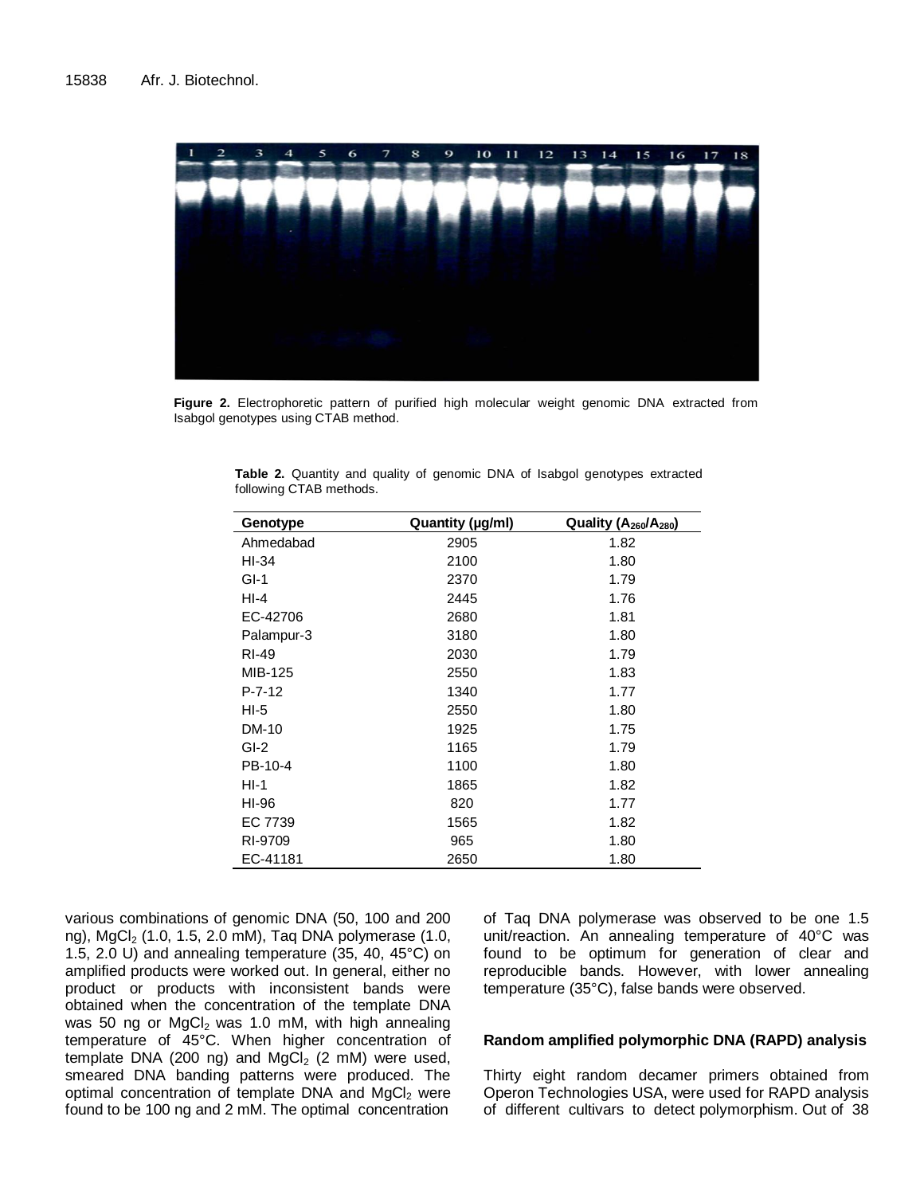**Figure 2.** Electrophoretic pattern of purified high molecular weight genomic DNA extracted from Isabgol genotypes using CTAB method.

**Table 2.** Quantity and quality of genomic DNA of Isabgol genotypes extracted following CTAB methods.

| Genotype | Quantity (µg/ml) | Quality ($A_{260}/A_{280}$) |
|---|---|---|
| Ahmedabad | 2905 | 1.82 |
| HI-34 | 2100 | 1.80 |
| GI-1 | 2370 | 1.79 |
| HI-4 | 2445 | 1.76 |
| EC-42706 | 2680 | 1.81 |
| Palampur-3 | 3180 | 1.80 |
| RI-49 | 2030 | 1.79 |
| MIB-125 | 2550 | 1.83 |
| P-7-12 | 1340 | 1.77 |
| HI-5 | 2550 | 1.80 |
| DM-10 | 1925 | 1.75 |
| GI-2 | 1165 | 1.79 |
| PB-10-4 | 1100 | 1.80 |
| HI-1 | 1865 | 1.82 |
| HI-96 | 820 | 1.77 |
| EC 7739 | 1565 | 1.82 |
| RI-9709 | 965 | 1.80 |
| EC-41181 | 2650 | 1.80 |

various combinations of genomic DNA (50, 100 and 200 ng), $MgCl_2$ (1.0, 1.5, 2.0 mM), Taq DNA polymerase (1.0, 1.5, 2.0 U) and annealing temperature (35, 40, 45°C) on amplified products were worked out. In general, either no product or products with inconsistent bands were obtained when the concentration of the template DNA was 50 ng or $MgCl_2$ was 1.0 mM, with high annealing temperature of 45°C. When higher concentration of template DNA (200 ng) and $MgCl_2$ (2 mM) were used, smeared DNA banding patterns were produced. The optimal concentration of template DNA and $MgCl_2$ were found to be 100 ng and 2 mM. The optimal concentration of Taq DNA polymerase was observed to be one 1.5 unit/reaction. An annealing temperature of 40°C was found to be optimum for generation of clear and reproducible bands. However, with lower annealing temperature (35°C), false bands were observed.

## Random amplified polymorphic DNA (RAPD) analysis

Thirty eight random decamer primers obtained from Operon Technologies USA, were used for RAPD analysis of different cultivars to detect polymorphism. Out of 38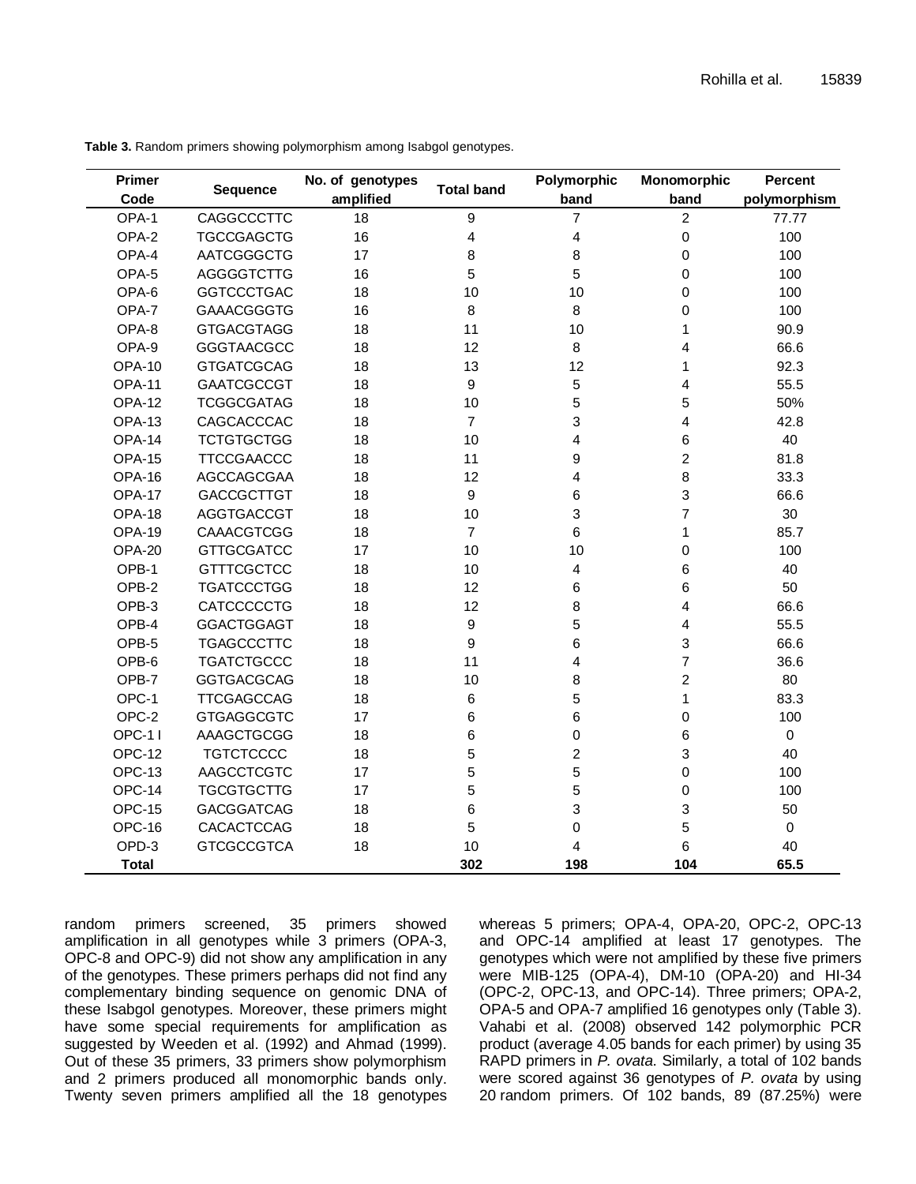**Table 3.** Random primers showing polymorphism among Isabgol genotypes.

| Primer Code | Sequence | No. of genotypes amplified | Total band | Polymorphic band | Monomorphic band | Percent polymorphism |
|---|---|---|---|---|---|---|
| OPA-1 | CAGGCCCTTC | 18 | 9 | 7 | 2 | 77.77 |
| OPA-2 | TGCCGAGCTG | 16 | 4 | 4 | 0 | 100 |
| OPA-4 | AATCGGGCTG | 17 | 8 | 8 | 0 | 100 |
| OPA-5 | AGGGGTCTTG | 16 | 5 | 5 | 0 | 100 |
| OPA-6 | GGTCCCTGAC | 18 | 10 | 10 | 0 | 100 |
| OPA-7 | GAAACGGGTG | 16 | 8 | 8 | 0 | 100 |
| OPA-8 | GTGACGTAGG | 18 | 11 | 10 | 1 | 90.9 |
| OPA-9 | GGGTAACGCC | 18 | 12 | 8 | 4 | 66.6 |
| OPA-10 | GTGATCGCAG | 18 | 13 | 12 | 1 | 92.3 |
| OPA-11 | GAATCGCCGT | 18 | 9 | 5 | 4 | 55.5 |
| OPA-12 | TCGGCGATAG | 18 | 10 | 5 | 5 | 50% |
| OPA-13 | CAGCACCCAC | 18 | 7 | 3 | 4 | 42.8 |
| OPA-14 | TCTGTGCTGG | 18 | 10 | 4 | 6 | 40 |
| OPA-15 | TTCCGAACCC | 18 | 11 | 9 | 2 | 81.8 |
| OPA-16 | AGCCAGCGAA | 18 | 12 | 4 | 8 | 33.3 |
| OPA-17 | GACCGCTTGT | 18 | 9 | 6 | 3 | 66.6 |
| OPA-18 | AGGTGACCGT | 18 | 10 | 3 | 7 | 30 |
| OPA-19 | CAAACGTCGG | 18 | 7 | 6 | 1 | 85.7 |
| OPA-20 | GTTGCGATCC | 17 | 10 | 10 | 0 | 100 |
| OPB-1 | GTTTCGCTCC | 18 | 10 | 4 | 6 | 40 |
| OPB-2 | TGATCCCTGG | 18 | 12 | 6 | 6 | 50 |
| OPB-3 | CATCCCCCTG | 18 | 12 | 8 | 4 | 66.6 |
| OPB-4 | GGACTGGAGT | 18 | 9 | 5 | 4 | 55.5 |
| OPB-5 | TGAGCCCTTC | 18 | 9 | 6 | 3 | 66.6 |
| OPB-6 | TGATCTGCCC | 18 | 11 | 4 | 7 | 36.6 |
| OPB-7 | GGTGACGCAG | 18 | 10 | 8 | 2 | 80 |
| OPC-1 | TTCGAGCCAG | 18 | 6 | 5 | 1 | 83.3 |
| OPC-2 | GTGAGGCGTC | 17 | 6 | 6 | 0 | 100 |
| OPC-1 I | AAAGCTGCGG | 18 | 6 | 0 | 6 | 0 |
| OPC-12 | TGTCTCCCC | 18 | 5 | 2 | 3 | 40 |
| OPC-13 | AAGCCTCGTC | 17 | 5 | 5 | 0 | 100 |
| OPC-14 | TGCGTGCTTG | 17 | 5 | 5 | 0 | 100 |
| OPC-15 | GACGGATCAG | 18 | 6 | 3 | 3 | 50 |
| OPC-16 | CACACTCCAG | 18 | 5 | 0 | 5 | 0 |
| OPD-3 | GTCGCCGTCA | 18 | 10 | 4 | 6 | 40 |
| **Total** | | | **302** | **198** | **104** | **65.5** |

random primers screened, 35 primers showed amplification in all genotypes while 3 primers (OPA-3, OPC-8 and OPC-9) did not show any amplification in any of the genotypes. These primers perhaps did not find any complementary binding sequence on genomic DNA of these Isabgol genotypes. Moreover, these primers might have some special requirements for amplification as suggested by Weeden et al. (1992) and Ahmad (1999). Out of these 35 primers, 33 primers show polymorphism and 2 primers produced all monomorphic bands only. Twenty seven primers amplified all the 18 genotypes whereas 5 primers; OPA-4, OPA-20, OPC-2, OPC-13 and OPC-14 amplified at least 17 genotypes. The genotypes which were not amplified by these five primers were MIB-125 (OPA-4), DM-10 (OPA-20) and HI-34 (OPC-2, OPC-13, and OPC-14). Three primers; OPA-2, OPA-5 and OPA-7 amplified 16 genotypes only (Table 3). Vahabi et al. (2008) observed 142 polymorphic PCR product (average 4.05 bands for each primer) by using 35 RAPD primers in *P. ovata*. Similarly, a total of 102 bands were scored against 36 genotypes of *P. ovata* by using 20 random primers. Of 102 bands, 89 (87.25%) were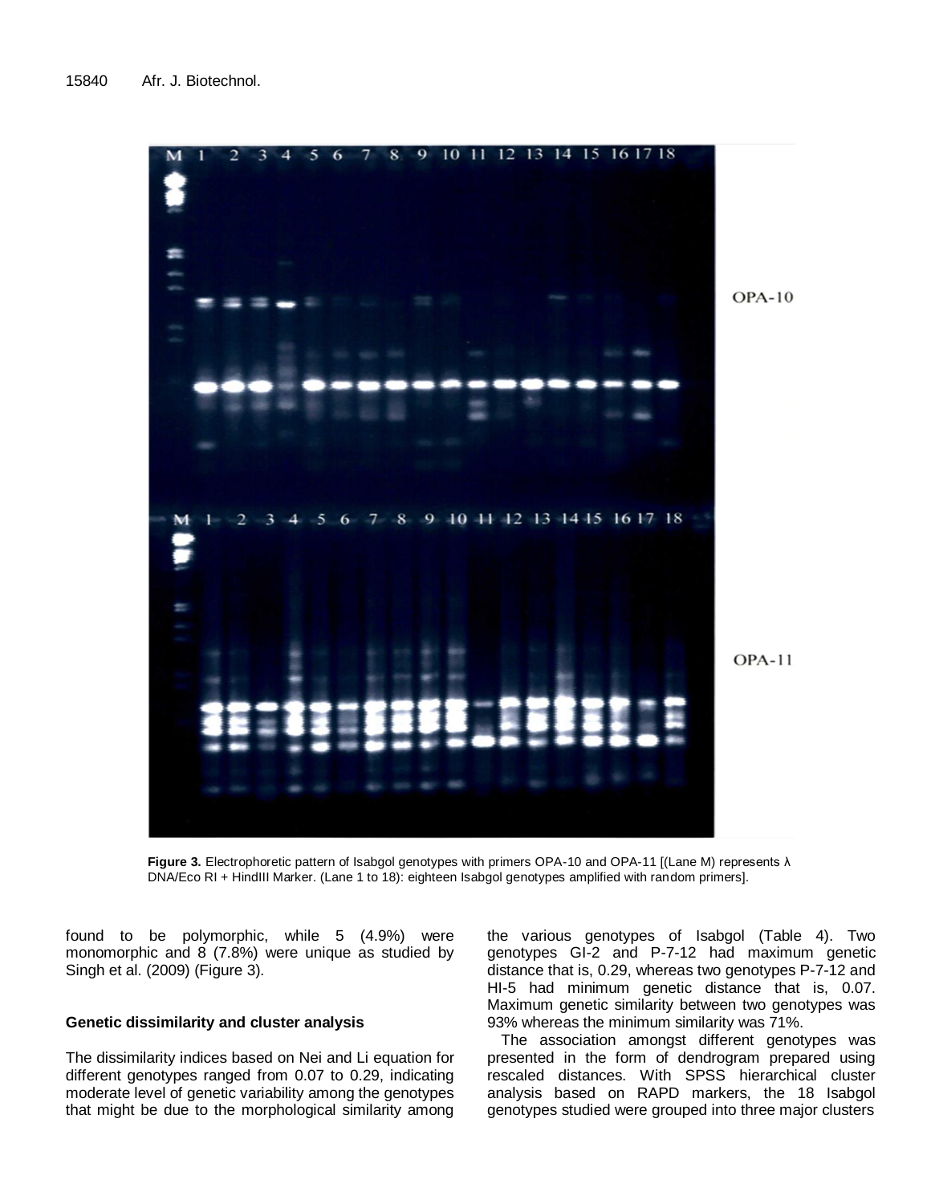Figure 3. Electrophoretic pattern of Isabgol genotypes with primers OPA-10 and OPA-11 [(Lane M) represents λ DNA/Eco RI + HindIII Marker. (Lane 1 to 18): eighteen Isabgol genotypes amplified with random primers].

found to be polymorphic, while 5 (4.9%) were monomorphic and 8 (7.8%) were unique as studied by Singh et al. (2009) (Figure 3).

### Genetic dissimilarity and cluster analysis

The dissimilarity indices based on Nei and Li equation for different genotypes ranged from 0.07 to 0.29, indicating moderate level of genetic variability among the genotypes that might be due to the morphological similarity among the various genotypes of Isabgol (Table 4). Two genotypes GI-2 and P-7-12 had maximum genetic distance that is, 0.29, whereas two genotypes P-7-12 and HI-5 had minimum genetic distance that is, 0.07. Maximum genetic similarity between two genotypes was 93% whereas the minimum similarity was 71%.

The association amongst different genotypes was presented in the form of dendrogram prepared using rescaled distances. With SPSS hierarchical cluster analysis based on RAPD markers, the 18 Isabgol genotypes studied were grouped into three major clusters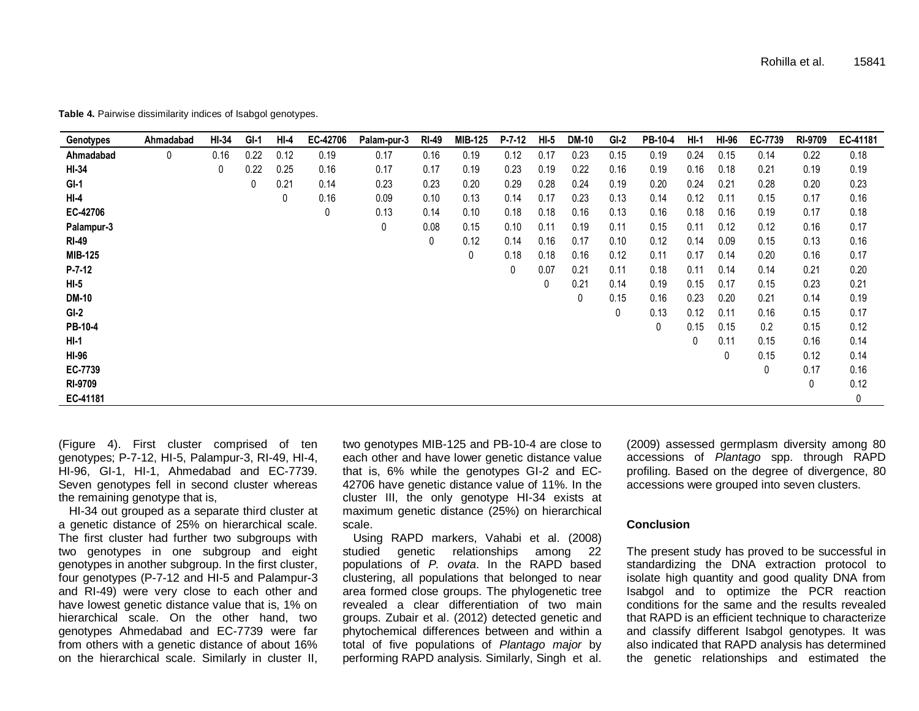**Table 4.** Pairwise dissimilarity indices of Isabgol genotypes.

| Genotypes | Ahmadabad | HI-34 | GI-1 | HI-4 | EC-42706 | Palam-pur-3 | RI-49 | MIB-125 | P-7-12 | HI-5 | DM-10 | GI-2 | PB-10-4 | HI-1 | HI-96 | EC-7739 | RI-9709 | EC-41181 |
|---|---|---|---|---|---|---|---|---|---|---|---|---|---|---|---|---|---|---|
| Ahmadabad | 0 | 0.16 | 0.22 | 0.12 | 0.19 | 0.17 | 0.16 | 0.19 | 0.12 | 0.17 | 0.23 | 0.15 | 0.19 | 0.24 | 0.15 | 0.14 | 0.22 | 0.18 |
| HI-34 | | 0 | 0.22 | 0.25 | 0.16 | 0.17 | 0.17 | 0.19 | 0.23 | 0.19 | 0.22 | 0.16 | 0.19 | 0.16 | 0.18 | 0.21 | 0.19 | 0.19 |
| GI-1 | | | 0 | 0.21 | 0.14 | 0.23 | 0.23 | 0.20 | 0.29 | 0.28 | 0.24 | 0.19 | 0.20 | 0.24 | 0.21 | 0.28 | 0.20 | 0.23 |
| HI-4 | | | | 0 | 0.16 | 0.09 | 0.10 | 0.13 | 0.14 | 0.17 | 0.23 | 0.13 | 0.14 | 0.12 | 0.11 | 0.15 | 0.17 | 0.16 |
| EC-42706 | | | | | 0 | 0.13 | 0.14 | 0.10 | 0.18 | 0.18 | 0.16 | 0.13 | 0.16 | 0.18 | 0.16 | 0.19 | 0.17 | 0.18 |
| Palampur-3 | | | | | | 0 | 0.08 | 0.15 | 0.10 | 0.11 | 0.19 | 0.11 | 0.15 | 0.11 | 0.12 | 0.12 | 0.16 | 0.17 |
| RI-49 | | | | | | | 0 | 0.12 | 0.14 | 0.16 | 0.17 | 0.10 | 0.12 | 0.14 | 0.09 | 0.15 | 0.13 | 0.16 |
| MIB-125 | | | | | | | | 0 | 0.18 | 0.18 | 0.16 | 0.12 | 0.11 | 0.17 | 0.14 | 0.20 | 0.16 | 0.17 |
| P-7-12 | | | | | | | | | 0 | 0.07 | 0.21 | 0.11 | 0.18 | 0.11 | 0.14 | 0.14 | 0.21 | 0.20 |
| HI-5 | | | | | | | | | | 0 | 0.21 | 0.14 | 0.19 | 0.15 | 0.17 | 0.15 | 0.23 | 0.21 |
| DM-10 | | | | | | | | | | | 0 | 0.15 | 0.16 | 0.23 | 0.20 | 0.21 | 0.14 | 0.19 |
| GI-2 | | | | | | | | | | | | 0 | 0.13 | 0.12 | 0.11 | 0.16 | 0.15 | 0.17 |
| PB-10-4 | | | | | | | | | | | | | 0 | 0.15 | 0.15 | 0.2 | 0.15 | 0.12 |
| HI-1 | | | | | | | | | | | | | | 0 | 0.11 | 0.15 | 0.16 | 0.14 |
| HI-96 | | | | | | | | | | | | | | | 0 | 0.15 | 0.12 | 0.14 |
| EC-7739 | | | | | | | | | | | | | | | | 0 | 0.17 | 0.16 |
| RI-9709 | | | | | | | | | | | | | | | | | 0 | 0.12 |
| EC-41181 | | | | | | | | | | | | | | | | | | 0 |

(Figure 4). First cluster comprised of ten genotypes; P-7-12, HI-5, Palampur-3, RI-49, HI-4, HI-96, GI-1, HI-1, Ahmadabad and EC-7739. Seven genotypes fell in second cluster whereas the remaining genotype that is,

HI-34 out grouped as a separate third cluster at a genetic distance of 25% on hierarchical scale. The first cluster had further two subgroups with two genotypes in one subgroup and eight genotypes in another subgroup. In the first cluster, four genotypes (P-7-12 and HI-5 and Palampur-3 and RI-49) were very close to each other and have lowest genetic distance value that is, 1% on hierarchical scale. On the other hand, two genotypes Ahmedabad and EC-7739 were far from others with a genetic distance of about 16% on the hierarchical scale. Similarly in cluster II, two genotypes MIB-125 and PB-10-4 are close to each other and have lower genetic distance value that is, 6% while the genotypes GI-2 and EC-42706 have genetic distance value of 11%. In the cluster III, the only genotype HI-34 exists at maximum genetic distance (25%) on hierarchical scale.

Using RAPD markers, Vahabi et al. (2008) studied genetic relationships among 22 populations of *P. ovata*. In the RAPD based clustering, all populations that belonged to near area formed close groups. The phylogenetic tree revealed a clear differentiation of two main groups. Zubair et al. (2012) detected genetic and phytochemical differences between and within a total of five populations of *Plantago major* by performing RAPD analysis. Similarly, Singh et al. (2009) assessed germplasm diversity among 80 accessions of *Plantago* spp. through RAPD profiling. Based on the degree of divergence, 80 accessions were grouped into seven clusters.

## Conclusion

The present study has proved to be successful in standardizing the DNA extraction protocol to isolate high quantity and good quality DNA from Isabgol and to optimize the PCR reaction conditions for the same and the results revealed that RAPD is an efficient technique to characterize and classify different Isabgol genotypes. It was also indicated that RAPD analysis has determined the genetic relationships and estimated the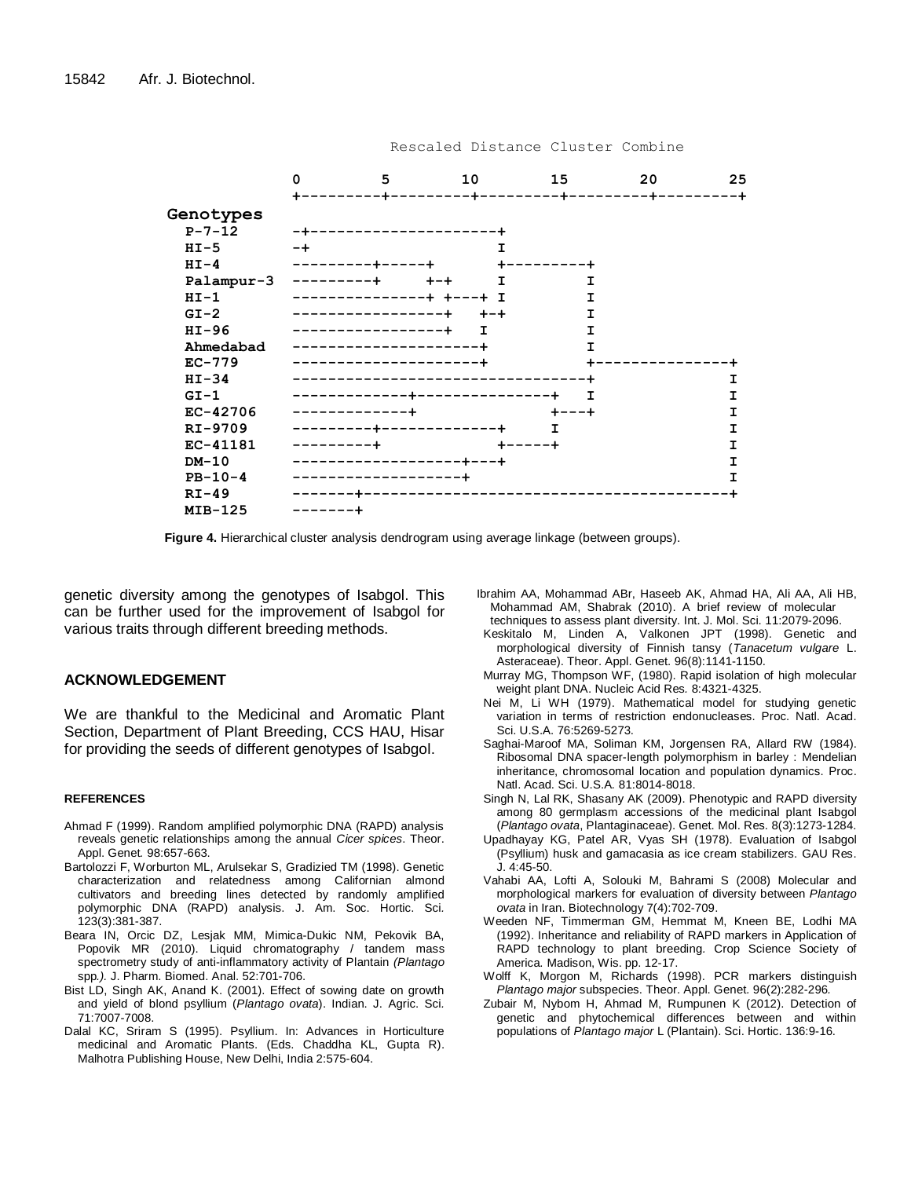Rescaled Distance Cluster Combine

0 5 10 15 20 25

Genotypes

P-7-12

HI-5

HI-4

Palampur-3

HI-1

GI-2

HI-96

Ahmedabad

EC-779

HI-34

GI-1

EC-42706

RI-9709

EC-41181

DM-10

PB-10-4

RI-49

MIB-125

**Figure 4.** Hierarchical cluster analysis dendrogram using average linkage (between groups).

genetic diversity among the genotypes of Isabgol. This can be further used for the improvement of Isabgol for various traits through different breeding methods.

## ACKNOWLEDGEMENT

We are thankful to the Medicinal and Aromatic Plant Section, Department of Plant Breeding, CCS HAU, Hisar for providing the seeds of different genotypes of Isabgol.

#### REFERENCES

Ahmad F (1999). Random amplified polymorphic DNA (RAPD) analysis reveals genetic relationships among the annual *Cicer spices*. Theor. Appl. Genet. 98:657-663.

Bartolozzi F, Worburton ML, Arulsekar S, Gradizied TM (1998). Genetic characterization and relatedness among Californian almond cultivators and breeding lines detected by randomly amplified polymorphic DNA (RAPD) analysis. J. Am. Soc. Hortic. Sci. 123(3):381-387.

Beara IN, Orcic DZ, Lesjak MM, Mimica-Dukic NM, Pekovik BA, Popovik MR (2010). Liquid chromatography / tandem mass spectrometry study of anti-inflammatory activity of Plantain *(Plantago* spp*.).* J. Pharm. Biomed. Anal. 52:701-706.

Bist LD, Singh AK, Anand K. (2001). Effect of sowing date on growth and yield of blond psyllium (*Plantago ovata*). Indian. J. Agric. Sci. 71:7007-7008.

Dalal KC, Sriram S (1995). Psyllium. In: Advances in Horticulture medicinal and Aromatic Plants. (Eds. Chaddha KL, Gupta R). Malhotra Publishing House, New Delhi, India 2:575-604.

Ibrahim AA, Mohammad ABr, Haseeb AK, Ahmad HA, Ali AA, Ali HB, Mohammad AM, Shabrak (2010). A brief review of molecular techniques to assess plant diversity. Int. J. Mol. Sci. 11:2079-2096.

Keskitalo M, Linden A, Valkonen JPT (1998). Genetic and morphological diversity of Finnish tansy (*Tanacetum vulgare* L. Asteraceae). Theor. Appl. Genet. 96(8):1141-1150.

Murray MG, Thompson WF, (1980). Rapid isolation of high molecular weight plant DNA. Nucleic Acid Res. 8:4321-4325.

Nei M, Li WH (1979). Mathematical model for studying genetic variation in terms of restriction endonucleases. Proc. Natl. Acad. Sci. U.S.A. 76:5269-5273.

Saghai-Maroof MA, Soliman KM, Jorgensen RA, Allard RW (1984). Ribosomal DNA spacer-length polymorphism in barley : Mendelian inheritance, chromosomal location and population dynamics. Proc. Natl. Acad. Sci. U.S.A. 81:8014-8018.

Singh N, Lal RK, Shasany AK (2009). Phenotypic and RAPD diversity among 80 germplasm accessions of the medicinal plant Isabgol (*Plantago ovata*, Plantaginaceae). Genet. Mol. Res. 8(3):1273-1284.

Upadhayay KG, Patel AR, Vyas SH (1978). Evaluation of Isabgol (Psyllium) husk and gamacasia as ice cream stabilizers. GAU Res. J. 4:45-50.

Vahabi AA, Lofti A, Solouki M, Bahrami S (2008) Molecular and morphological markers for evaluation of diversity between *Plantago ovata* in Iran. Biotechnology 7(4):702-709.

Weeden NF, Timmerman GM, Hemmat M, Kneen BE, Lodhi MA (1992). Inheritance and reliability of RAPD markers in Application of RAPD technology to plant breeding. Crop Science Society of America. Madison, Wis. pp. 12-17.

Wolff K, Morgon M, Richards (1998). PCR markers distinguish *Plantago major* subspecies. Theor. Appl. Genet. 96(2):282-296.

Zubair M, Nybom H, Ahmad M, Rumpunen K (2012). Detection of genetic and phytochemical differences between and within populations of *Plantago major* L (Plantain). Sci. Hortic. 136:9-16.